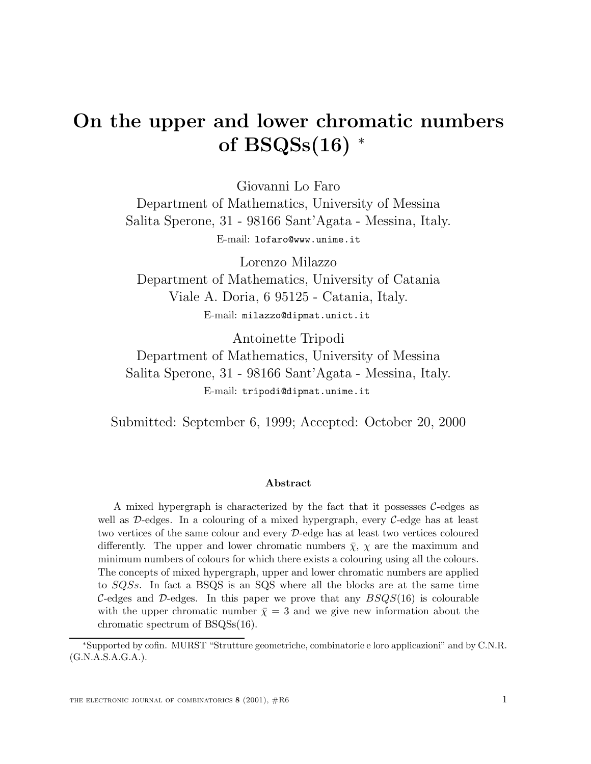# On the upper and lower chromatic numbers of BSQSs(16) *

Giovanni Lo Faro
Department of Mathematics, University of Messina
Salita Sperone, 31 - 98166 Sant'Agata - Messina, Italy.
E-mail: `lofaro@www.unime.it`

Lorenzo Milazzo
Department of Mathematics, University of Catania
Viale A. Doria, 6 95125 - Catania, Italy.
E-mail: `milazzo@dipmat.unict.it`

Antoinette Tripodi
Department of Mathematics, University of Messina
Salita Sperone, 31 - 98166 Sant'Agata - Messina, Italy.
E-mail: `tripodi@dipmat.unime.it`

Submitted: September 6, 1999; Accepted: October 20, 2000

**Abstract**

A mixed hypergraph is characterized by the fact that it possesses $\mathcal{C}$-edges as well as $\mathcal{D}$-edges. In a colouring of a mixed hypergraph, every $\mathcal{C}$-edge has at least two vertices of the same colour and every $\mathcal{D}$-edge has at least two vertices coloured differently. The upper and lower chromatic numbers $\bar{\chi}$, $\chi$ are the maximum and minimum numbers of colours for which there exists a colouring using all the colours. The concepts of mixed hypergraph, upper and lower chromatic numbers are applied to $SQSs$. In fact a BSQS is an SQS where all the blocks are at the same time $\mathcal{C}$-edges and $\mathcal{D}$-edges. In this paper we prove that any $BSQS(16)$ is colourable with the upper chromatic number $\bar{\chi} = 3$ and we give new information about the chromatic spectrum of BSQSs(16).

*Supported by cofin. MURST "Strutture geometriche, combinatorie e loro applicazioni" and by C.N.R. (G.N.A.S.A.G.A.).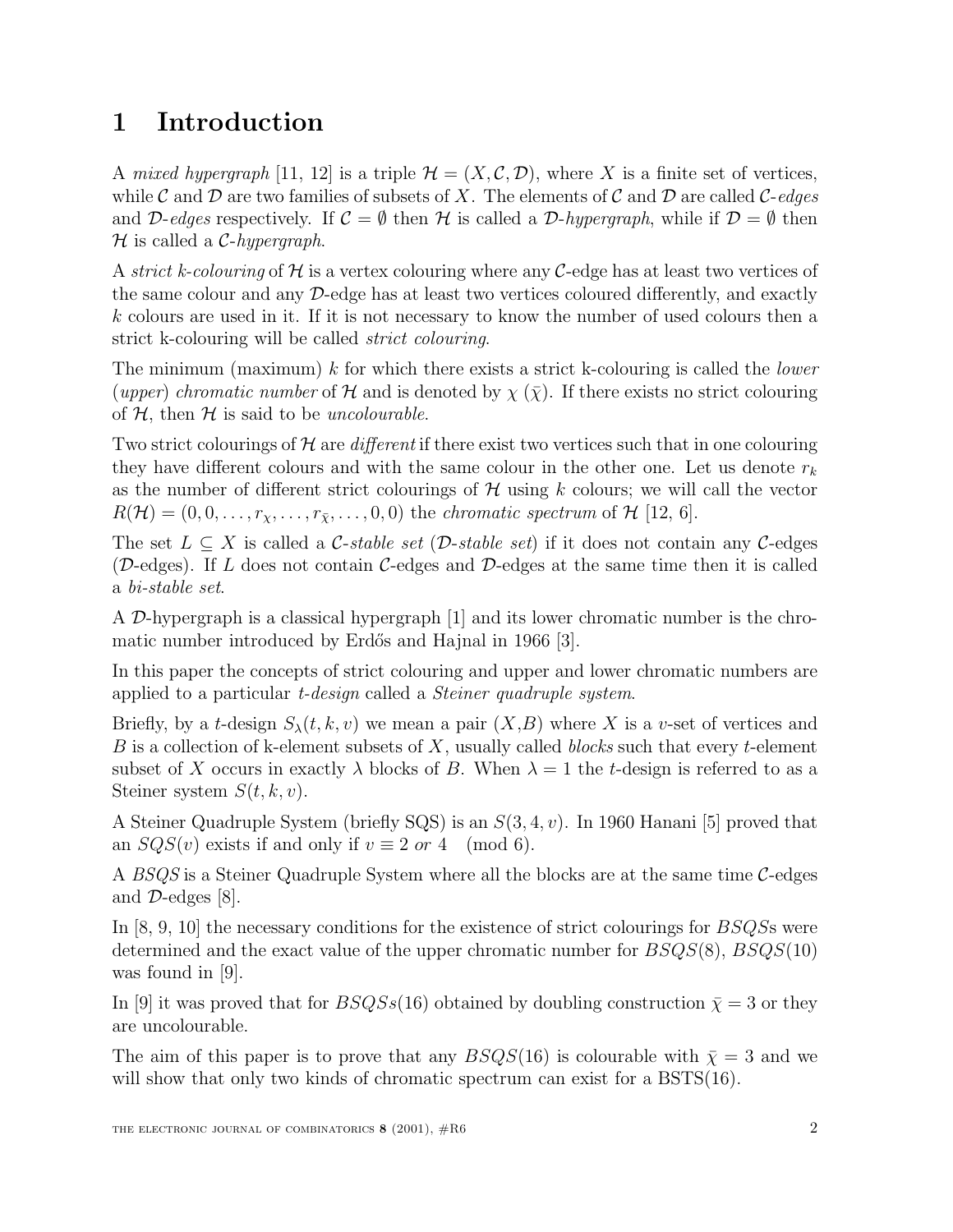## 1 Introduction

A *mixed hypergraph* [11, 12] is a triple $\mathcal{H} = (X, \mathcal{C}, \mathcal{D})$, where $X$ is a finite set of vertices, while $\mathcal{C}$ and $\mathcal{D}$ are two families of subsets of $X$. The elements of $\mathcal{C}$ and $\mathcal{D}$ are called $\mathcal{C}$*-edges* and $\mathcal{D}$*-edges* respectively. If $\mathcal{C} = \emptyset$ then $\mathcal{H}$ is called a $\mathcal{D}$*-hypergraph*, while if $\mathcal{D} = \emptyset$ then $\mathcal{H}$ is called a $\mathcal{C}$*-hypergraph*.

A *strict k-colouring* of $\mathcal{H}$ is a vertex colouring where any $\mathcal{C}$-edge has at least two vertices of the same colour and any $\mathcal{D}$-edge has at least two vertices coloured differently, and exactly $k$ colours are used in it. If it is not necessary to know the number of used colours then a strict k-colouring will be called *strict colouring*.

The minimum (maximum) $k$ for which there exists a strict k-colouring is called the *lower* (*upper*) *chromatic number* of $\mathcal{H}$ and is denoted by $\chi$ ($\bar{\chi}$). If there exists no strict colouring of $\mathcal{H}$, then $\mathcal{H}$ is said to be *uncolourable*.

Two strict colourings of $\mathcal{H}$ are *different* if there exist two vertices such that in one colouring they have different colours and with the same colour in the other one. Let us denote $r_k$ as the number of different strict colourings of $\mathcal{H}$ using $k$ colours; we will call the vector $R(\mathcal{H}) = (0, 0, \ldots, r_\chi, \ldots, r_{\bar{\chi}}, \ldots, 0, 0)$ the *chromatic spectrum* of $\mathcal{H}$ [12, 6].

The set $L \subseteq X$ is called a $\mathcal{C}$*-stable set* ($\mathcal{D}$*-stable set*) if it does not contain any $\mathcal{C}$-edges ($\mathcal{D}$-edges). If $L$ does not contain $\mathcal{C}$-edges and $\mathcal{D}$-edges at the same time then it is called a *bi-stable set*.

A $\mathcal{D}$-hypergraph is a classical hypergraph [1] and its lower chromatic number is the chromatic number introduced by Erdős and Hajnal in 1966 [3].

In this paper the concepts of strict colouring and upper and lower chromatic numbers are applied to a particular *t-design* called a *Steiner quadruple system*.

Briefly, by a $t$-design $S_\lambda(t, k, v)$ we mean a pair $(X, B)$ where $X$ is a $v$-set of vertices and $B$ is a collection of k-element subsets of $X$, usually called *blocks* such that every $t$-element subset of $X$ occurs in exactly $\lambda$ blocks of $B$. When $\lambda = 1$ the $t$-design is referred to as a Steiner system $S(t, k, v)$.

A Steiner Quadruple System (briefly SQS) is an $S(3, 4, v)$. In 1960 Hanani [5] proved that an $SQS(v)$ exists if and only if $v \equiv 2$ *or* $4 \pmod 6$.

A *BSQS* is a Steiner Quadruple System where all the blocks are at the same time $\mathcal{C}$-edges and $\mathcal{D}$-edges [8].

In [8, 9, 10] the necessary conditions for the existence of strict colourings for *BSQS*s were determined and the exact value of the upper chromatic number for $BSQS(8)$, $BSQS(10)$ was found in [9].

In [9] it was proved that for $BSQSs(16)$ obtained by doubling construction $\bar{\chi} = 3$ or they are uncolourable.

The aim of this paper is to prove that any $BSQS(16)$ is colourable with $\bar{\chi} = 3$ and we will show that only two kinds of chromatic spectrum can exist for a BSTS(16).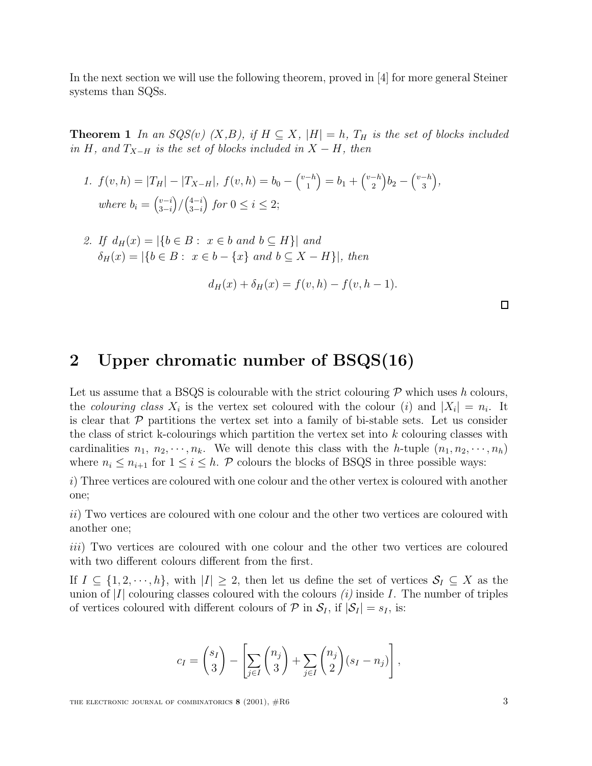In the next section we will use the following theorem, proved in [4] for more general Steiner systems than SQSs.

**Theorem 1** *In an SQS(v) (X,B), if $H \subseteq X$, $|H| = h$, $T_H$ is the set of blocks included in $H$, and $T_{X-H}$ is the set of blocks included in $X - H$, then*

1. $f(v,h) = |T_H| - |T_{X-H}|$, $f(v,h) = b_0 - \binom{v-h}{1} = b_1 + \binom{v-h}{2} b_2 - \binom{v-h}{3}$, *where* $b_i = \binom{v-i}{3-i} / \binom{4-i}{3-i}$ *for* $0 \leq i \leq 2$;

2. *If* $d_H(x) = |\{b \in B : \ x \in b \text{ and } b \subseteq H\}|$ *and* $\delta_H(x) = |\{b \in B : \ x \in b - \{x\} \text{ and } b \subseteq X - H\}|$, *then*

$$d_H(x) + \delta_H(x) = f(v,h) - f(v,h-1).$$

□

## 2 Upper chromatic number of BSQS(16)

Let us assume that a BSQS is colourable with the strict colouring $\mathcal{P}$ which uses $h$ colours, the *colouring class* $X_i$ is the vertex set coloured with the colour $(i)$ and $|X_i| = n_i$. It is clear that $\mathcal{P}$ partitions the vertex set into a family of bi-stable sets. Let us consider the class of strict k-colourings which partition the vertex set into $k$ colouring classes with cardinalities $n_1, \ n_2, \cdots, n_k$. We will denote this class with the $h$-tuple $(n_1, n_2, \cdots, n_h)$ where $n_i \leq n_{i+1}$ for $1 \leq i \leq h$. $\mathcal{P}$ colours the blocks of BSQS in three possible ways:

*i*) Three vertices are coloured with one colour and the other vertex is coloured with another one;

*ii*) Two vertices are coloured with one colour and the other two vertices are coloured with another one;

*iii*) Two vertices are coloured with one colour and the other two vertices are coloured with two different colours different from the first.

If $I \subseteq \{1, 2, \cdots, h\}$, with $|I| \geq 2$, then let us define the set of vertices $\mathcal{S}_I \subseteq X$ as the union of $|I|$ colouring classes coloured with the colours *(i)* inside $I$. The number of triples of vertices coloured with different colours of $\mathcal{P}$ in $\mathcal{S}_I$, if $|\mathcal{S}_I| = s_I$, is:

$$c_I = \binom{s_I}{3} - \left[ \sum_{j \in I} \binom{n_j}{3} + \sum_{j \in I} \binom{n_j}{2} (s_I - n_j) \right],$$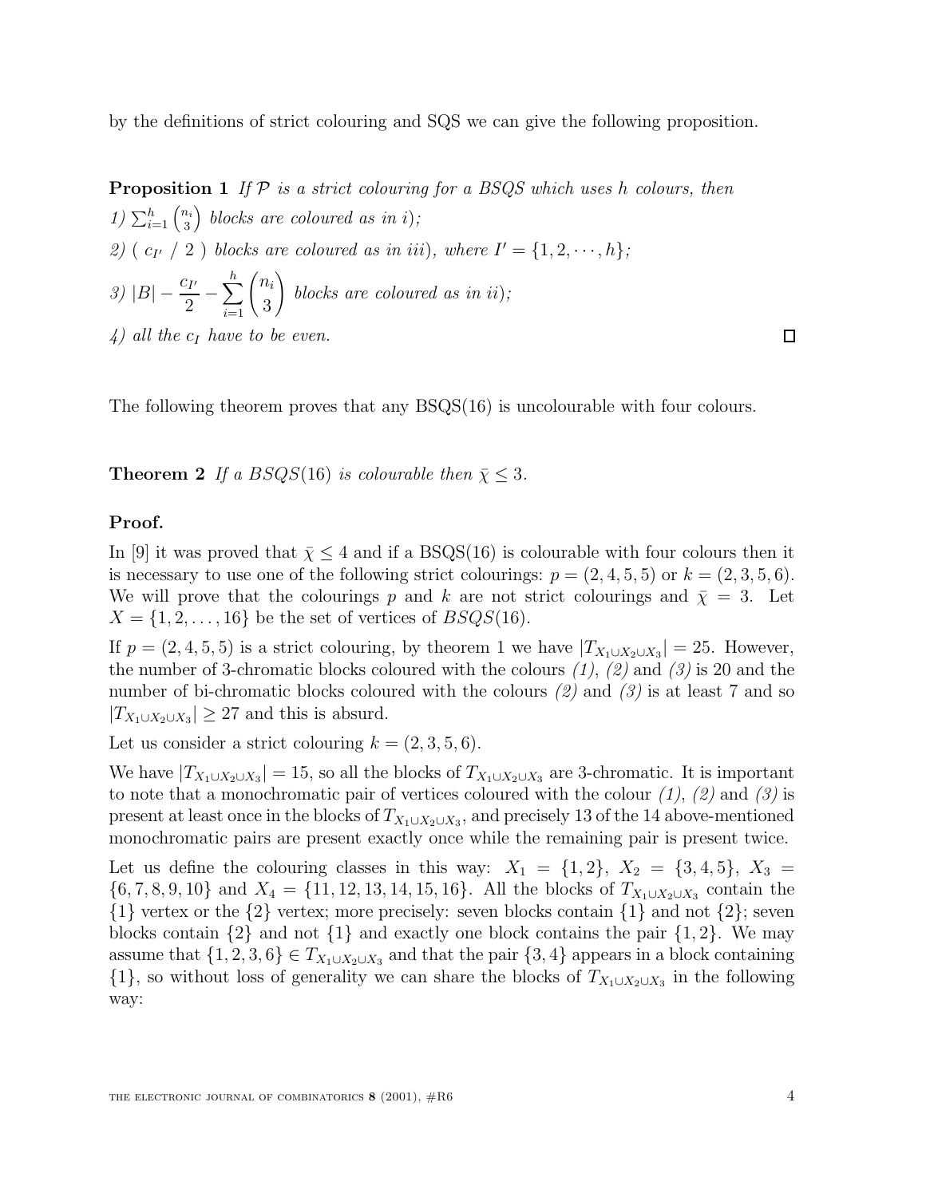by the definitions of strict colouring and SQS we can give the following proposition.

**Proposition 1** *If $\mathcal{P}$ is a strict colouring for a BSQS which uses $h$ colours, then*
*1) $\sum_{i=1}^{h} \binom{n_i}{3}$ blocks are coloured as in i);*
*2) ( $c_{I'}$ / 2 ) blocks are coloured as in iii), where $I' = \{1, 2, \cdots, h\}$;*
*3) $|B| - \dfrac{c_{I'}}{2} - \displaystyle\sum_{i=1}^{h} \binom{n_i}{3}$ blocks are coloured as in ii);*
*4) all the $c_I$ have to be even.* □

The following theorem proves that any BSQS(16) is uncolourable with four colours.

**Theorem 2** *If a $BSQS(16)$ is colourable then $\bar{\chi} \leq 3$.*

**Proof.**

In [9] it was proved that $\bar{\chi} \leq 4$ and if a BSQS(16) is colourable with four colours then it is necessary to use one of the following strict colourings: $p = (2, 4, 5, 5)$ or $k = (2, 3, 5, 6)$. We will prove that the colourings $p$ and $k$ are not strict colourings and $\bar{\chi} = 3$. Let $X = \{1, 2, \ldots, 16\}$ be the set of vertices of $BSQS(16)$.

If $p = (2, 4, 5, 5)$ is a strict colouring, by theorem 1 we have $|T_{X_1 \cup X_2 \cup X_3}| = 25$. However, the number of 3-chromatic blocks coloured with the colours *(1)*, *(2)* and *(3)* is 20 and the number of bi-chromatic blocks coloured with the colours *(2)* and *(3)* is at least 7 and so $|T_{X_1 \cup X_2 \cup X_3}| \geq 27$ and this is absurd.

Let us consider a strict colouring $k = (2, 3, 5, 6)$.

We have $|T_{X_1 \cup X_2 \cup X_3}| = 15$, so all the blocks of $T_{X_1 \cup X_2 \cup X_3}$ are 3-chromatic. It is important to note that a monochromatic pair of vertices coloured with the colour *(1)*, *(2)* and *(3)* is present at least once in the blocks of $T_{X_1 \cup X_2 \cup X_3}$, and precisely 13 of the 14 above-mentioned monochromatic pairs are present exactly once while the remaining pair is present twice.

Let us define the colouring classes in this way: $X_1 = \{1, 2\}$, $X_2 = \{3, 4, 5\}$, $X_3 = \{6, 7, 8, 9, 10\}$ and $X_4 = \{11, 12, 13, 14, 15, 16\}$. All the blocks of $T_{X_1 \cup X_2 \cup X_3}$ contain the $\{1\}$ vertex or the $\{2\}$ vertex; more precisely: seven blocks contain $\{1\}$ and not $\{2\}$; seven blocks contain $\{2\}$ and not $\{1\}$ and exactly one block contains the pair $\{1, 2\}$. We may assume that $\{1, 2, 3, 6\} \in T_{X_1 \cup X_2 \cup X_3}$ and that the pair $\{3, 4\}$ appears in a block containing $\{1\}$, so without loss of generality we can share the blocks of $T_{X_1 \cup X_2 \cup X_3}$ in the following way: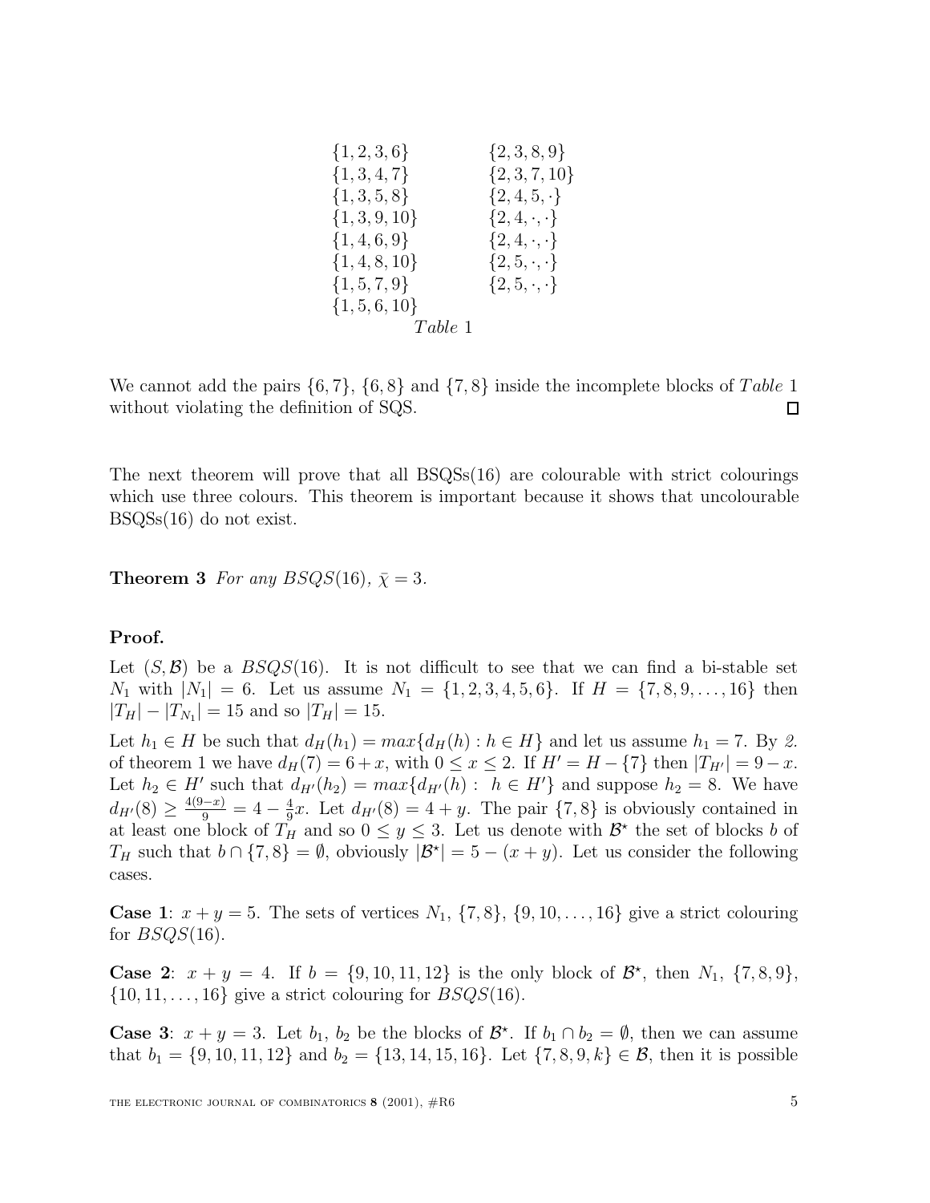| | |
|---|---|
| $\{1,2,3,6\}$ | $\{2,3,8,9\}$ |
| $\{1,3,4,7\}$ | $\{2,3,7,10\}$ |
| $\{1,3,5,8\}$ | $\{2,4,5,\cdot\}$ |
| $\{1,3,9,10\}$ | $\{2,4,\cdot,\cdot\}$ |
| $\{1,4,6,9\}$ | $\{2,4,\cdot,\cdot\}$ |
| $\{1,4,8,10\}$ | $\{2,5,\cdot,\cdot\}$ |
| $\{1,5,7,9\}$ | $\{2,5,\cdot,\cdot\}$ |
| $\{1,5,6,10\}$ | |

*Table* 1

We cannot add the pairs $\{6,7\}$, $\{6,8\}$ and $\{7,8\}$ inside the incomplete blocks of *Table* 1 without violating the definition of SQS. □

The next theorem will prove that all BSQSs(16) are colourable with strict colourings which use three colours. This theorem is important because it shows that uncolourable BSQSs(16) do not exist.

**Theorem 3** *For any $BSQS(16)$, $\bar{\chi} = 3$.*

**Proof.**

Let $(S, \mathcal{B})$ be a $BSQS(16)$. It is not difficult to see that we can find a bi-stable set $N_1$ with $|N_1| = 6$. Let us assume $N_1 = \{1,2,3,4,5,6\}$. If $H = \{7,8,9,\ldots,16\}$ then $|T_H| - |T_{N_1}| = 15$ and so $|T_H| = 15$.

Let $h_1 \in H$ be such that $d_H(h_1) = max\{d_H(h) : h \in H\}$ and let us assume $h_1 = 7$. By *2.* of theorem 1 we have $d_H(7) = 6 + x$, with $0 \leq x \leq 2$. If $H' = H - \{7\}$ then $|T_{H'}| = 9 - x$. Let $h_2 \in H'$ such that $d_{H'}(h_2) = max\{d_{H'}(h) : \ h \in H'\}$ and suppose $h_2 = 8$. We have $d_{H'}(8) \geq \frac{4(9-x)}{9} = 4 - \frac{4}{9}x$. Let $d_{H'}(8) = 4 + y$. The pair $\{7,8\}$ is obviously contained in at least one block of $T_H$ and so $0 \leq y \leq 3$. Let us denote with $\mathcal{B}^\star$ the set of blocks $b$ of $T_H$ such that $b \cap \{7,8\} = \emptyset$, obviously $|\mathcal{B}^\star| = 5 - (x + y)$. Let us consider the following cases.

**Case 1**: $x + y = 5$. The sets of vertices $N_1$, $\{7,8\}$, $\{9,10,\ldots,16\}$ give a strict colouring for $BSQS(16)$.

**Case 2**: $x + y = 4$. If $b = \{9,10,11,12\}$ is the only block of $\mathcal{B}^\star$, then $N_1$, $\{7,8,9\}$, $\{10,11,\ldots,16\}$ give a strict colouring for $BSQS(16)$.

**Case 3**: $x + y = 3$. Let $b_1$, $b_2$ be the blocks of $\mathcal{B}^\star$. If $b_1 \cap b_2 = \emptyset$, then we can assume that $b_1 = \{9,10,11,12\}$ and $b_2 = \{13,14,15,16\}$. Let $\{7,8,9,k\} \in \mathcal{B}$, then it is possible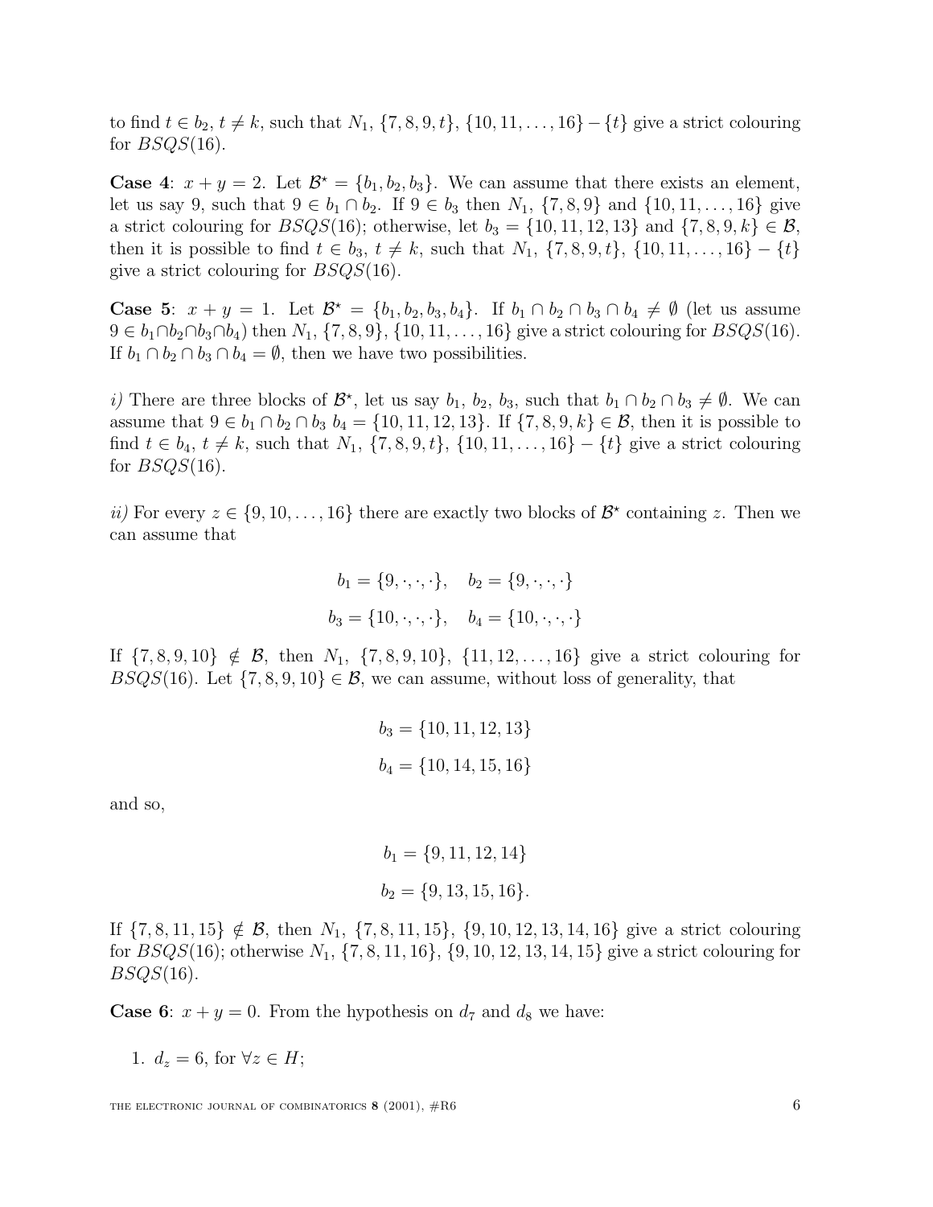to find $t \in b_2$, $t \neq k$, such that $N_1$, $\{7, 8, 9, t\}$, $\{10, 11, \ldots, 16\} - \{t\}$ give a strict colouring for $BSQS(16)$.

**Case 4**: $x + y = 2$. Let $\mathcal{B}^\star = \{b_1, b_2, b_3\}$. We can assume that there exists an element, let us say 9, such that $9 \in b_1 \cap b_2$. If $9 \in b_3$ then $N_1$, $\{7, 8, 9\}$ and $\{10, 11, \ldots, 16\}$ give a strict colouring for $BSQS(16)$; otherwise, let $b_3 = \{10, 11, 12, 13\}$ and $\{7, 8, 9, k\} \in \mathcal{B}$, then it is possible to find $t \in b_3$, $t \neq k$, such that $N_1$, $\{7, 8, 9, t\}$, $\{10, 11, \ldots, 16\} - \{t\}$ give a strict colouring for $BSQS(16)$.

**Case 5**: $x + y = 1$. Let $\mathcal{B}^\star = \{b_1, b_2, b_3, b_4\}$. If $b_1 \cap b_2 \cap b_3 \cap b_4 \neq \emptyset$ (let us assume $9 \in b_1 \cap b_2 \cap b_3 \cap b_4$) then $N_1$, $\{7, 8, 9\}$, $\{10, 11, \ldots, 16\}$ give a strict colouring for $BSQS(16)$. If $b_1 \cap b_2 \cap b_3 \cap b_4 = \emptyset$, then we have two possibilities.

*i)* There are three blocks of $\mathcal{B}^\star$, let us say $b_1$, $b_2$, $b_3$, such that $b_1 \cap b_2 \cap b_3 \neq \emptyset$. We can assume that $9 \in b_1 \cap b_2 \cap b_3$ $b_4 = \{10, 11, 12, 13\}$. If $\{7, 8, 9, k\} \in \mathcal{B}$, then it is possible to find $t \in b_4$, $t \neq k$, such that $N_1$, $\{7, 8, 9, t\}$, $\{10, 11, \ldots, 16\} - \{t\}$ give a strict colouring for $BSQS(16)$.

*ii)* For every $z \in \{9, 10, \ldots, 16\}$ there are exactly two blocks of $\mathcal{B}^\star$ containing $z$. Then we can assume that

$$b_1 = \{9, \cdot, \cdot, \cdot\}, \quad b_2 = \{9, \cdot, \cdot, \cdot\}$$

$$b_3 = \{10, \cdot, \cdot, \cdot\}, \quad b_4 = \{10, \cdot, \cdot, \cdot\}$$

If $\{7, 8, 9, 10\} \notin \mathcal{B}$, then $N_1$, $\{7, 8, 9, 10\}$, $\{11, 12, \ldots, 16\}$ give a strict colouring for $BSQS(16)$. Let $\{7, 8, 9, 10\} \in \mathcal{B}$, we can assume, without loss of generality, that

$$b_3 = \{10, 11, 12, 13\}$$

$$b_4 = \{10, 14, 15, 16\}$$

and so,

$$b_1 = \{9, 11, 12, 14\}$$

$$b_2 = \{9, 13, 15, 16\}.$$

If $\{7, 8, 11, 15\} \notin \mathcal{B}$, then $N_1$, $\{7, 8, 11, 15\}$, $\{9, 10, 12, 13, 14, 16\}$ give a strict colouring for $BSQS(16)$; otherwise $N_1$, $\{7, 8, 11, 16\}$, $\{9, 10, 12, 13, 14, 15\}$ give a strict colouring for $BSQS(16)$.

**Case 6**: $x + y = 0$. From the hypothesis on $d_7$ and $d_8$ we have:

1. $d_z = 6$, for $\forall z \in H$;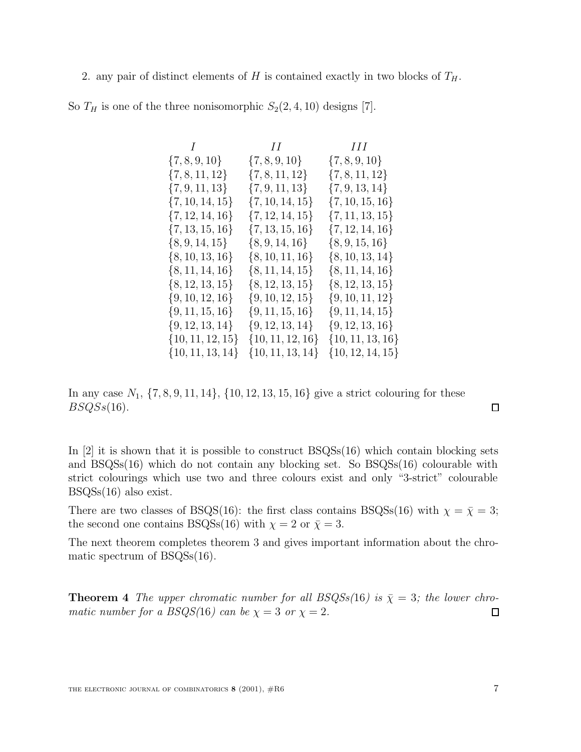2. any pair of distinct elements of $H$ is contained exactly in two blocks of $T_H$.

So $T_H$ is one of the three nonisomorphic $S_2(2, 4, 10)$ designs [7].

| $I$ | $II$ | $III$ |
|---|---|---|
| $\{7, 8, 9, 10\}$ | $\{7, 8, 9, 10\}$ | $\{7, 8, 9, 10\}$ |
| $\{7, 8, 11, 12\}$ | $\{7, 8, 11, 12\}$ | $\{7, 8, 11, 12\}$ |
| $\{7, 9, 11, 13\}$ | $\{7, 9, 11, 13\}$ | $\{7, 9, 13, 14\}$ |
| $\{7, 10, 14, 15\}$ | $\{7, 10, 14, 15\}$ | $\{7, 10, 15, 16\}$ |
| $\{7, 12, 14, 16\}$ | $\{7, 12, 14, 15\}$ | $\{7, 11, 13, 15\}$ |
| $\{7, 13, 15, 16\}$ | $\{7, 13, 15, 16\}$ | $\{7, 12, 14, 16\}$ |
| $\{8, 9, 14, 15\}$ | $\{8, 9, 14, 16\}$ | $\{8, 9, 15, 16\}$ |
| $\{8, 10, 13, 16\}$ | $\{8, 10, 11, 16\}$ | $\{8, 10, 13, 14\}$ |
| $\{8, 11, 14, 16\}$ | $\{8, 11, 14, 15\}$ | $\{8, 11, 14, 16\}$ |
| $\{8, 12, 13, 15\}$ | $\{8, 12, 13, 15\}$ | $\{8, 12, 13, 15\}$ |
| $\{9, 10, 12, 16\}$ | $\{9, 10, 12, 15\}$ | $\{9, 10, 11, 12\}$ |
| $\{9, 11, 15, 16\}$ | $\{9, 11, 15, 16\}$ | $\{9, 11, 14, 15\}$ |
| $\{9, 12, 13, 14\}$ | $\{9, 12, 13, 14\}$ | $\{9, 12, 13, 16\}$ |
| $\{10, 11, 12, 15\}$ | $\{10, 11, 12, 16\}$ | $\{10, 11, 13, 16\}$ |
| $\{10, 11, 13, 14\}$ | $\{10, 11, 13, 14\}$ | $\{10, 12, 14, 15\}$ |

In any case $N_1$, $\{7, 8, 9, 11, 14\}$, $\{10, 12, 13, 15, 16\}$ give a strict colouring for these $BSQSs(16)$. □

In [2] it is shown that it is possible to construct BSQSs(16) which contain blocking sets and BSQSs(16) which do not contain any blocking set. So BSQSs(16) colourable with strict colourings which use two and three colours exist and only "3-strict" colourable BSQSs(16) also exist.

There are two classes of BSQS(16): the first class contains BSQSs(16) with $\chi = \bar{\chi} = 3$; the second one contains BSQSs(16) with $\chi = 2$ or $\bar{\chi} = 3$.

The next theorem completes theorem 3 and gives important information about the chromatic spectrum of BSQSs(16).

**Theorem 4** *The upper chromatic number for all BSQSs(16) is $\bar{\chi} = 3$; the lower chromatic number for a BSQS(16) can be $\chi = 3$ or $\chi = 2$.* □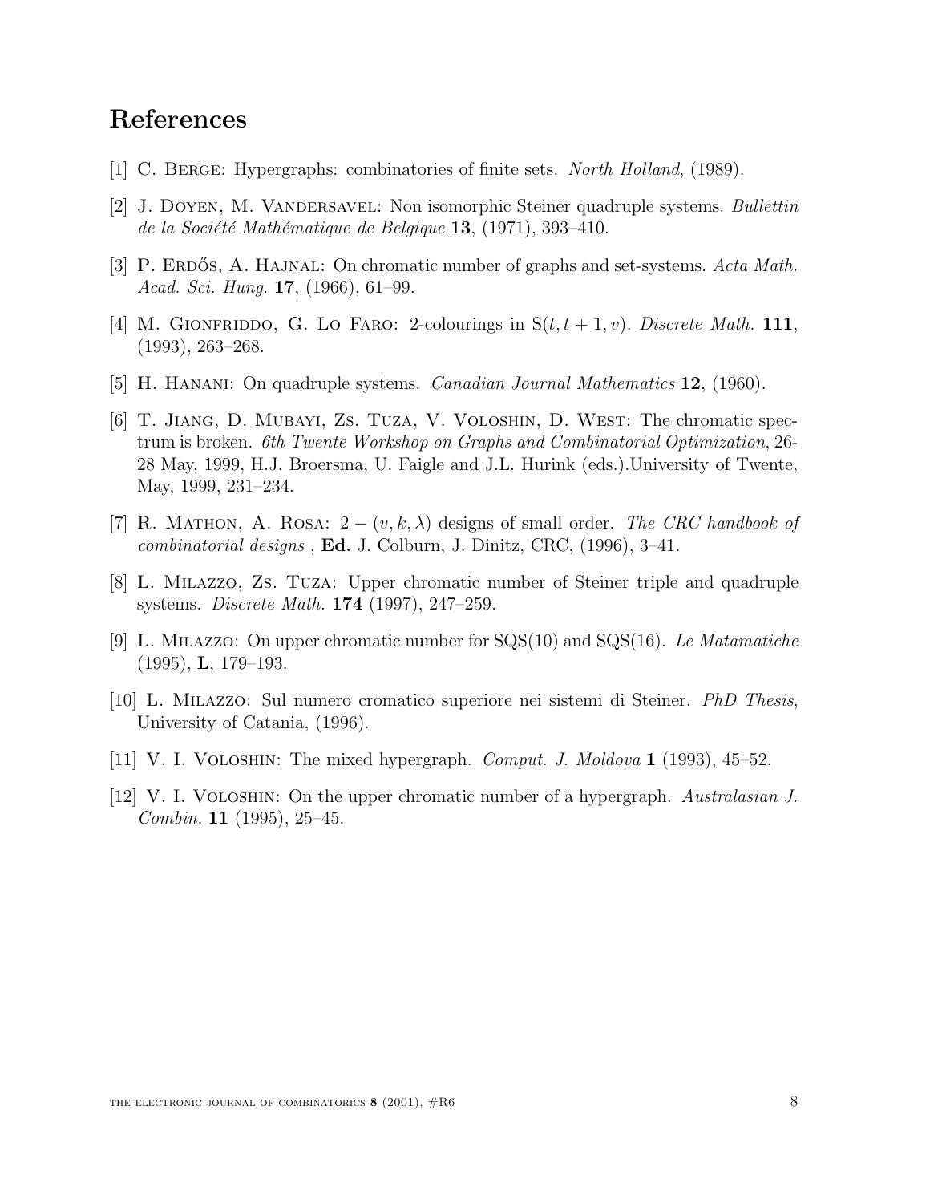# References

[1] C. Berge: Hypergraphs: combinatories of finite sets. *North Holland*, (1989).

[2] J. Doyen, M. Vandersavel: Non isomorphic Steiner quadruple systems. *Bullettin de la Société Mathématique de Belgique* **13**, (1971), 393–410.

[3] P. Erdős, A. Hajnal: On chromatic number of graphs and set-systems. *Acta Math. Acad. Sci. Hung.* **17**, (1966), 61–99.

[4] M. Gionfriddo, G. Lo Faro: 2-colourings in $\mathrm{S}(t, t+1, v)$. *Discrete Math.* **111**, (1993), 263–268.

[5] H. Hanani: On quadruple systems. *Canadian Journal Mathematics* **12**, (1960).

[6] T. Jiang, D. Mubayi, Zs. Tuza, V. Voloshin, D. West: The chromatic spectrum is broken. *6th Twente Workshop on Graphs and Combinatorial Optimization*, 26-28 May, 1999, H.J. Broersma, U. Faigle and J.L. Hurink (eds.).University of Twente, May, 1999, 231–234.

[7] R. Mathon, A. Rosa: $2-(v, k, \lambda)$ designs of small order. *The CRC handbook of combinatorial designs* , **Ed.** J. Colburn, J. Dinitz, CRC, (1996), 3–41.

[8] L. Milazzo, Zs. Tuza: Upper chromatic number of Steiner triple and quadruple systems. *Discrete Math.* **174** (1997), 247–259.

[9] L. Milazzo: On upper chromatic number for SQS(10) and SQS(16). *Le Matamatiche* (1995), **L**, 179–193.

[10] L. Milazzo: Sul numero cromatico superiore nei sistemi di Steiner. *PhD Thesis*, University of Catania, (1996).

[11] V. I. Voloshin: The mixed hypergraph. *Comput. J. Moldova* **1** (1993), 45–52.

[12] V. I. Voloshin: On the upper chromatic number of a hypergraph. *Australasian J. Combin.* **11** (1995), 25–45.